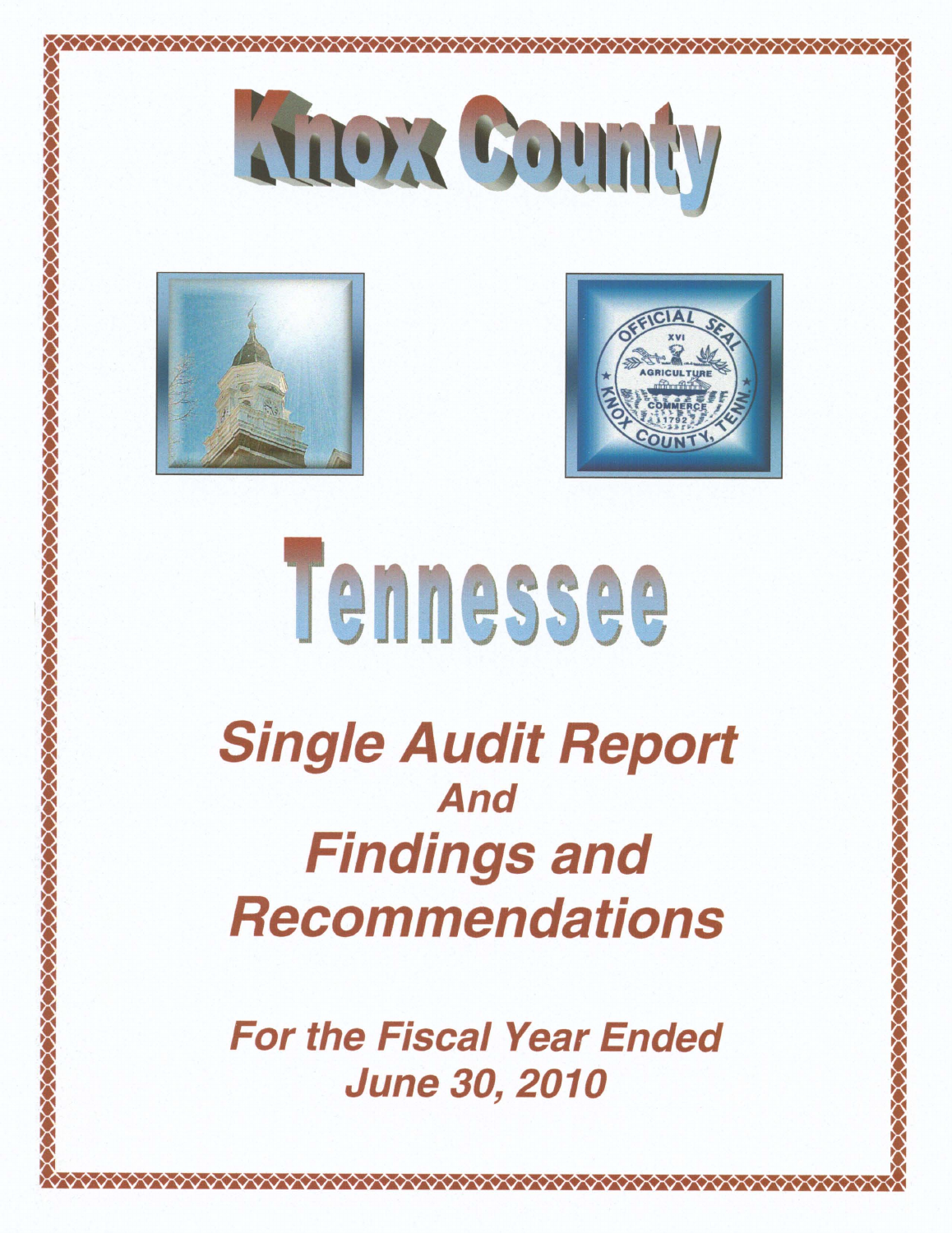# Knox County

# Tennessee

## Single Audit Report
## And
## Findings and Recommendations

### For the Fiscal Year Ended June 30, 2010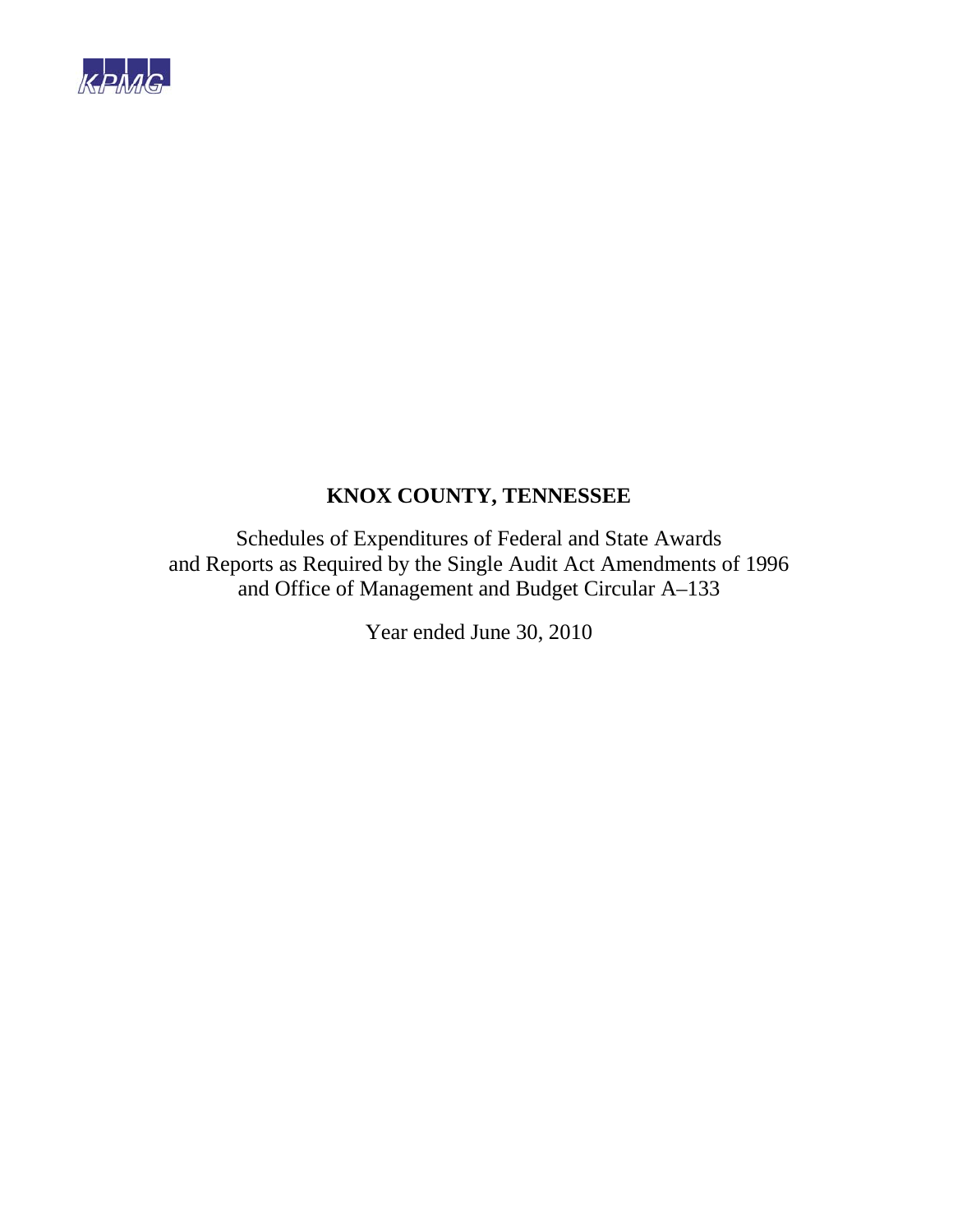KPMG

# KNOX COUNTY, TENNESSEE

Schedules of Expenditures of Federal and State Awards
and Reports as Required by the Single Audit Act Amendments of 1996
and Office of Management and Budget Circular A–133

Year ended June 30, 2010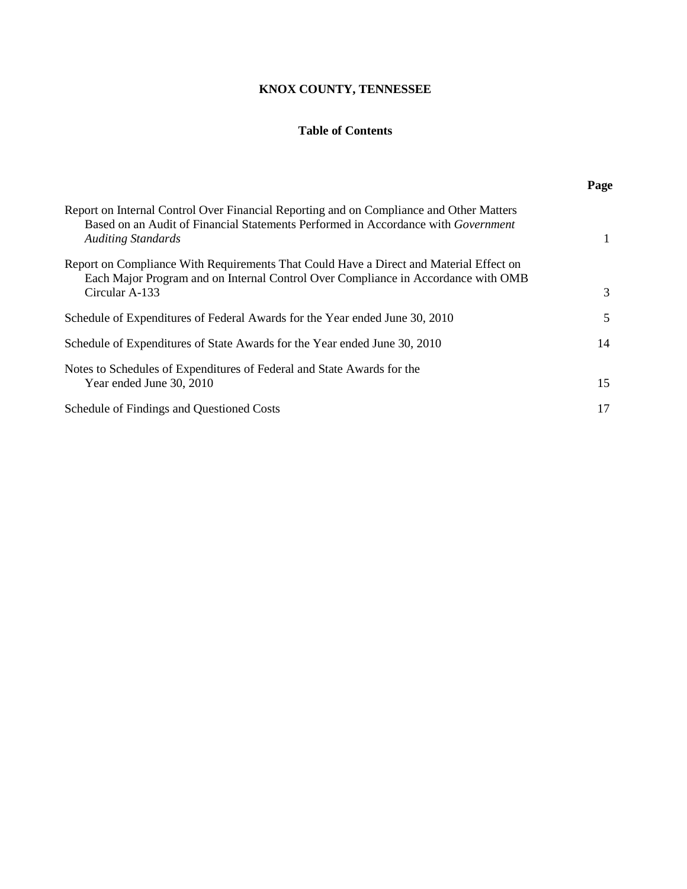# KNOX COUNTY, TENNESSEE

## Table of Contents

| | Page |
|---|---|
| Report on Internal Control Over Financial Reporting and on Compliance and Other Matters Based on an Audit of Financial Statements Performed in Accordance with *Government Auditing Standards* | 1 |
| Report on Compliance With Requirements That Could Have a Direct and Material Effect on Each Major Program and on Internal Control Over Compliance in Accordance with OMB Circular A-133 | 3 |
| Schedule of Expenditures of Federal Awards for the Year ended June 30, 2010 | 5 |
| Schedule of Expenditures of State Awards for the Year ended June 30, 2010 | 14 |
| Notes to Schedules of Expenditures of Federal and State Awards for the Year ended June 30, 2010 | 15 |
| Schedule of Findings and Questioned Costs | 17 |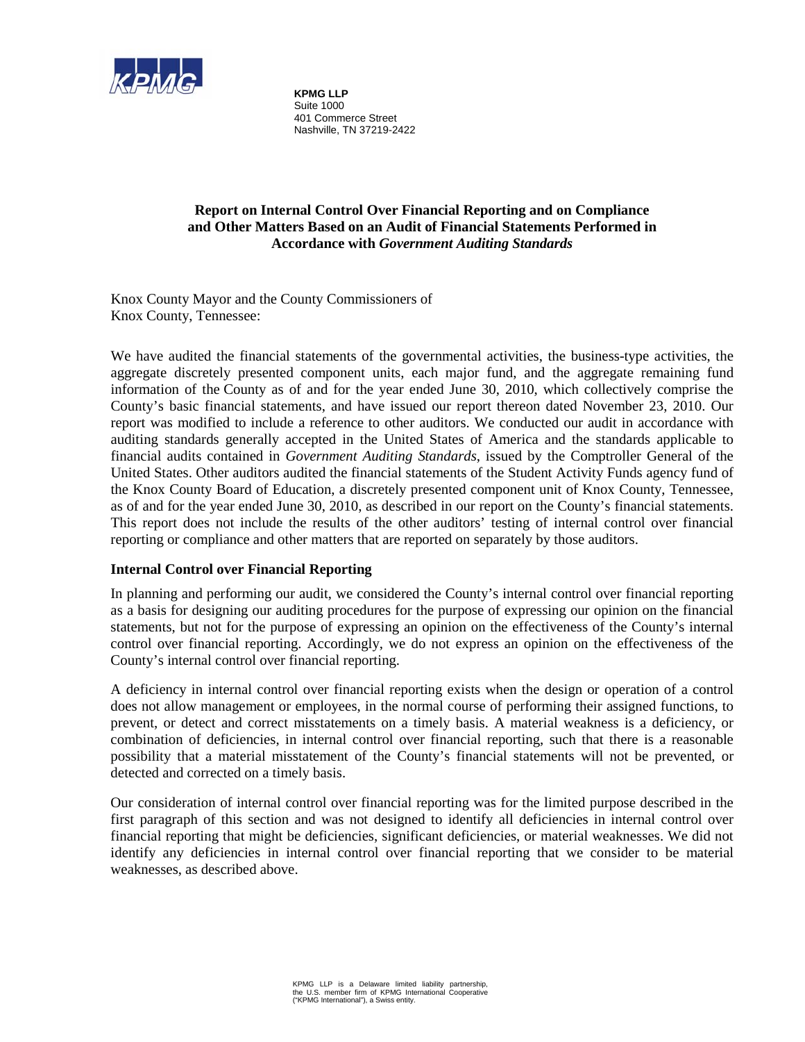**KPMG LLP**
Suite 1000
401 Commerce Street
Nashville, TN 37219-2422

## Report on Internal Control Over Financial Reporting and on Compliance and Other Matters Based on an Audit of Financial Statements Performed in Accordance with *Government Auditing Standards*

Knox County Mayor and the County Commissioners of
Knox County, Tennessee:

We have audited the financial statements of the governmental activities, the business-type activities, the aggregate discretely presented component units, each major fund, and the aggregate remaining fund information of the County as of and for the year ended June 30, 2010, which collectively comprise the County's basic financial statements, and have issued our report thereon dated November 23, 2010. Our report was modified to include a reference to other auditors. We conducted our audit in accordance with auditing standards generally accepted in the United States of America and the standards applicable to financial audits contained in *Government Auditing Standards*, issued by the Comptroller General of the United States. Other auditors audited the financial statements of the Student Activity Funds agency fund of the Knox County Board of Education, a discretely presented component unit of Knox County, Tennessee, as of and for the year ended June 30, 2010, as described in our report on the County's financial statements. This report does not include the results of the other auditors' testing of internal control over financial reporting or compliance and other matters that are reported on separately by those auditors.

### Internal Control over Financial Reporting

In planning and performing our audit, we considered the County's internal control over financial reporting as a basis for designing our auditing procedures for the purpose of expressing our opinion on the financial statements, but not for the purpose of expressing an opinion on the effectiveness of the County's internal control over financial reporting. Accordingly, we do not express an opinion on the effectiveness of the County's internal control over financial reporting.

A deficiency in internal control over financial reporting exists when the design or operation of a control does not allow management or employees, in the normal course of performing their assigned functions, to prevent, or detect and correct misstatements on a timely basis. A material weakness is a deficiency, or combination of deficiencies, in internal control over financial reporting, such that there is a reasonable possibility that a material misstatement of the County's financial statements will not be prevented, or detected and corrected on a timely basis.

Our consideration of internal control over financial reporting was for the limited purpose described in the first paragraph of this section and was not designed to identify all deficiencies in internal control over financial reporting that might be deficiencies, significant deficiencies, or material weaknesses. We did not identify any deficiencies in internal control over financial reporting that we consider to be material weaknesses, as described above.

KPMG LLP is a Delaware limited liability partnership, the U.S. member firm of KPMG International Cooperative ("KPMG International"), a Swiss entity.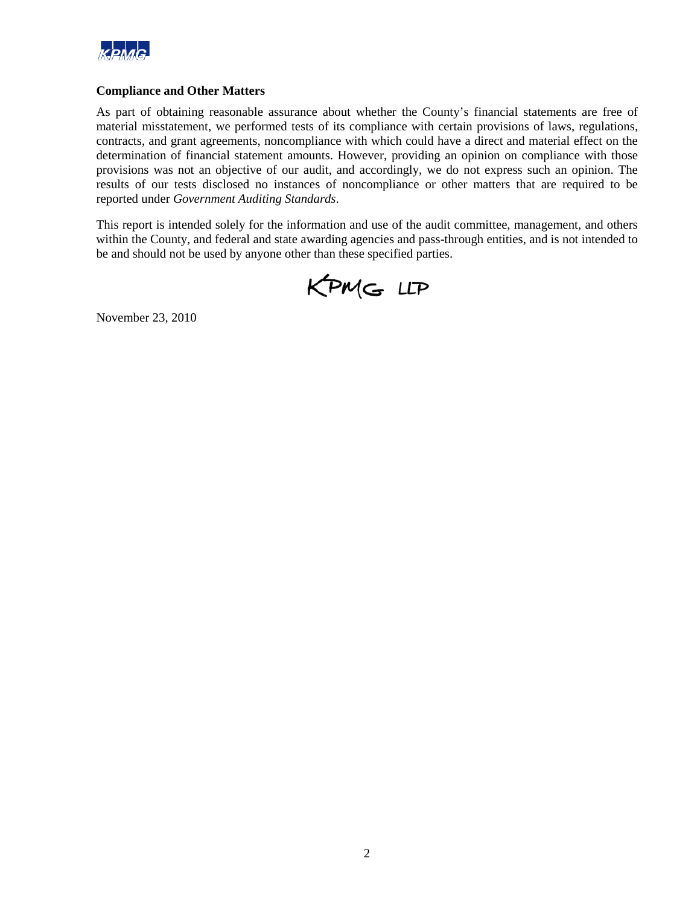### Compliance and Other Matters

As part of obtaining reasonable assurance about whether the County's financial statements are free of material misstatement, we performed tests of its compliance with certain provisions of laws, regulations, contracts, and grant agreements, noncompliance with which could have a direct and material effect on the determination of financial statement amounts. However, providing an opinion on compliance with those provisions was not an objective of our audit, and accordingly, we do not express such an opinion. The results of our tests disclosed no instances of noncompliance or other matters that are required to be reported under *Government Auditing Standards*.

This report is intended solely for the information and use of the audit committee, management, and others within the County, and federal and state awarding agencies and pass-through entities, and is not intended to be and should not be used by anyone other than these specified parties.

KPMG LLP

November 23, 2010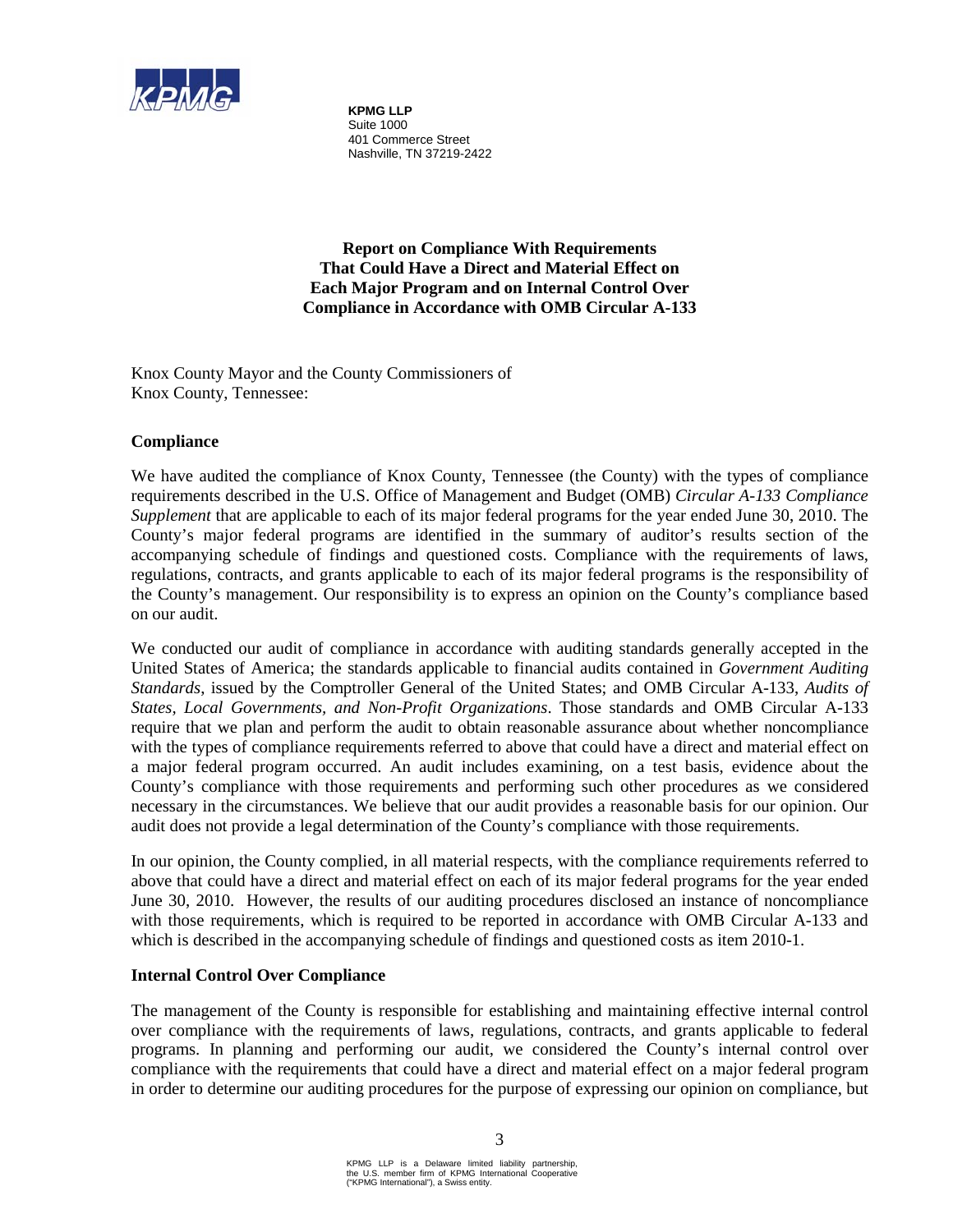**KPMG LLP**
Suite 1000
401 Commerce Street
Nashville, TN 37219-2422

## Report on Compliance With Requirements That Could Have a Direct and Material Effect on Each Major Program and on Internal Control Over Compliance in Accordance with OMB Circular A-133

Knox County Mayor and the County Commissioners of
Knox County, Tennessee:

### Compliance

We have audited the compliance of Knox County, Tennessee (the County) with the types of compliance requirements described in the U.S. Office of Management and Budget (OMB) *Circular A-133 Compliance Supplement* that are applicable to each of its major federal programs for the year ended June 30, 2010. The County's major federal programs are identified in the summary of auditor's results section of the accompanying schedule of findings and questioned costs. Compliance with the requirements of laws, regulations, contracts, and grants applicable to each of its major federal programs is the responsibility of the County's management. Our responsibility is to express an opinion on the County's compliance based on our audit.

We conducted our audit of compliance in accordance with auditing standards generally accepted in the United States of America; the standards applicable to financial audits contained in *Government Auditing Standards*, issued by the Comptroller General of the United States; and OMB Circular A-133, *Audits of States, Local Governments, and Non-Profit Organizations*. Those standards and OMB Circular A-133 require that we plan and perform the audit to obtain reasonable assurance about whether noncompliance with the types of compliance requirements referred to above that could have a direct and material effect on a major federal program occurred. An audit includes examining, on a test basis, evidence about the County's compliance with those requirements and performing such other procedures as we considered necessary in the circumstances. We believe that our audit provides a reasonable basis for our opinion. Our audit does not provide a legal determination of the County's compliance with those requirements.

In our opinion, the County complied, in all material respects, with the compliance requirements referred to above that could have a direct and material effect on each of its major federal programs for the year ended June 30, 2010. However, the results of our auditing procedures disclosed an instance of noncompliance with those requirements, which is required to be reported in accordance with OMB Circular A-133 and which is described in the accompanying schedule of findings and questioned costs as item 2010-1.

### Internal Control Over Compliance

The management of the County is responsible for establishing and maintaining effective internal control over compliance with the requirements of laws, regulations, contracts, and grants applicable to federal programs. In planning and performing our audit, we considered the County's internal control over compliance with the requirements that could have a direct and material effect on a major federal program in order to determine our auditing procedures for the purpose of expressing our opinion on compliance, but

KPMG LLP is a Delaware limited liability partnership, the U.S. member firm of KPMG International Cooperative ("KPMG International"), a Swiss entity.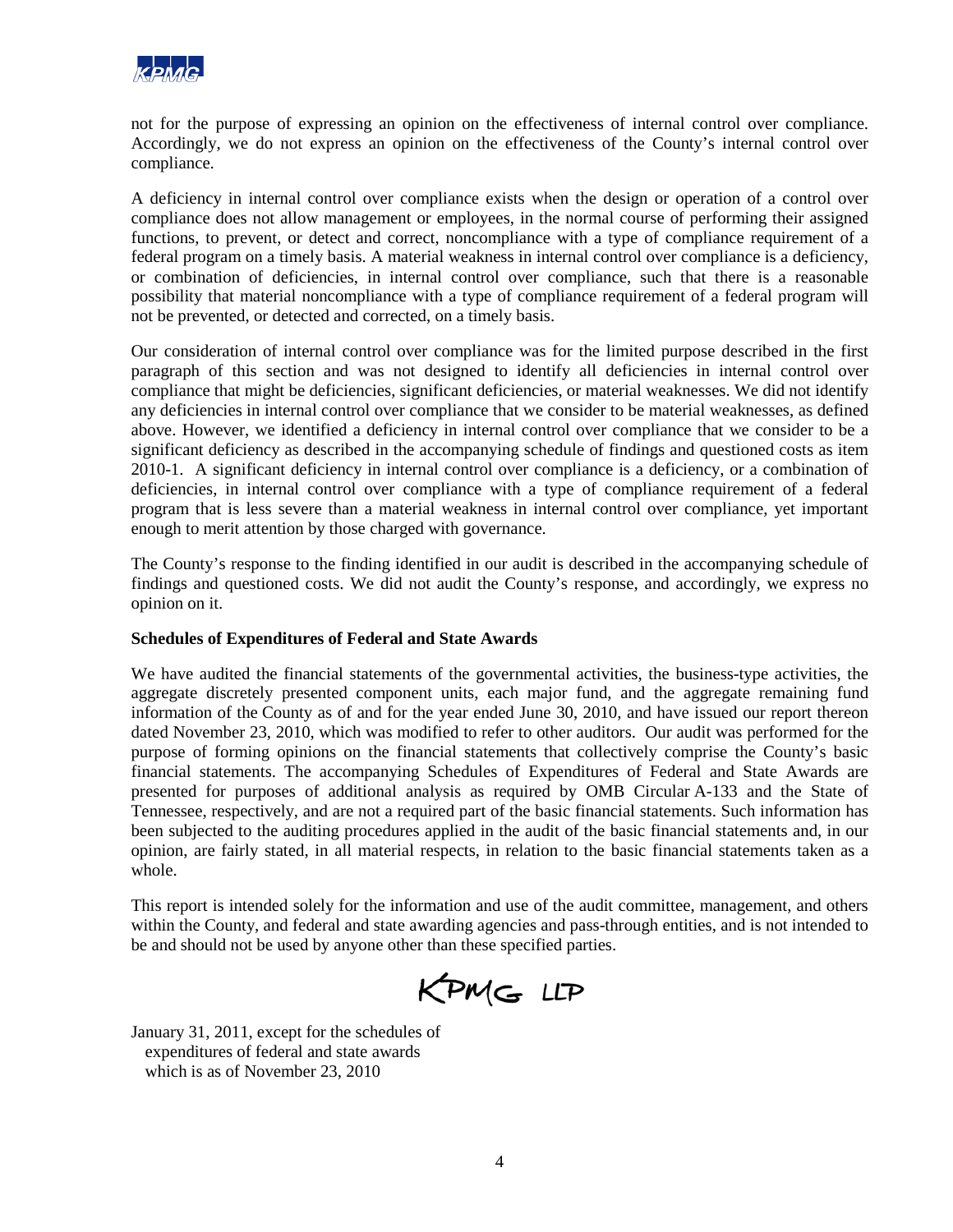not for the purpose of expressing an opinion on the effectiveness of internal control over compliance. Accordingly, we do not express an opinion on the effectiveness of the County's internal control over compliance.

A deficiency in internal control over compliance exists when the design or operation of a control over compliance does not allow management or employees, in the normal course of performing their assigned functions, to prevent, or detect and correct, noncompliance with a type of compliance requirement of a federal program on a timely basis. A material weakness in internal control over compliance is a deficiency, or combination of deficiencies, in internal control over compliance, such that there is a reasonable possibility that material noncompliance with a type of compliance requirement of a federal program will not be prevented, or detected and corrected, on a timely basis.

Our consideration of internal control over compliance was for the limited purpose described in the first paragraph of this section and was not designed to identify all deficiencies in internal control over compliance that might be deficiencies, significant deficiencies, or material weaknesses. We did not identify any deficiencies in internal control over compliance that we consider to be material weaknesses, as defined above. However, we identified a deficiency in internal control over compliance that we consider to be a significant deficiency as described in the accompanying schedule of findings and questioned costs as item 2010-1. A significant deficiency in internal control over compliance is a deficiency, or a combination of deficiencies, in internal control over compliance with a type of compliance requirement of a federal program that is less severe than a material weakness in internal control over compliance, yet important enough to merit attention by those charged with governance.

The County's response to the finding identified in our audit is described in the accompanying schedule of findings and questioned costs. We did not audit the County's response, and accordingly, we express no opinion on it.

**Schedules of Expenditures of Federal and State Awards**

We have audited the financial statements of the governmental activities, the business-type activities, the aggregate discretely presented component units, each major fund, and the aggregate remaining fund information of the County as of and for the year ended June 30, 2010, and have issued our report thereon dated November 23, 2010, which was modified to refer to other auditors. Our audit was performed for the purpose of forming opinions on the financial statements that collectively comprise the County's basic financial statements. The accompanying Schedules of Expenditures of Federal and State Awards are presented for purposes of additional analysis as required by OMB Circular A-133 and the State of Tennessee, respectively, and are not a required part of the basic financial statements. Such information has been subjected to the auditing procedures applied in the audit of the basic financial statements and, in our opinion, are fairly stated, in all material respects, in relation to the basic financial statements taken as a whole.

This report is intended solely for the information and use of the audit committee, management, and others within the County, and federal and state awarding agencies and pass-through entities, and is not intended to be and should not be used by anyone other than these specified parties.

KPMG LLP

January 31, 2011, except for the schedules of
expenditures of federal and state awards
which is as of November 23, 2010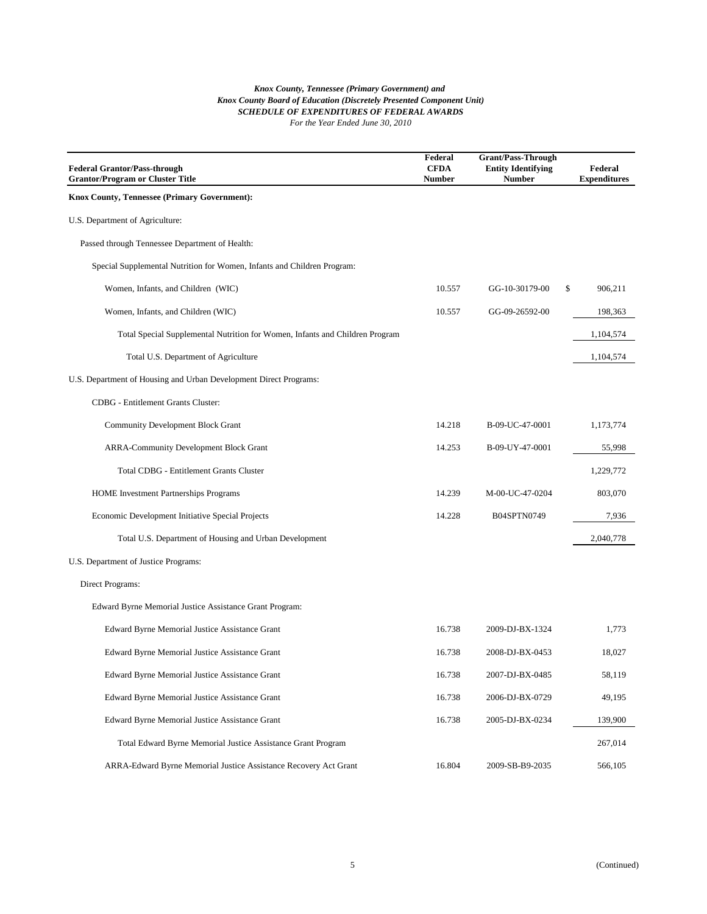*Knox County, Tennessee (Primary Government) and*
*Knox County Board of Education (Discretely Presented Component Unit)*
***SCHEDULE OF EXPENDITURES OF FEDERAL AWARDS***
*For the Year Ended June 30, 2010*

| Federal Grantor/Pass-through Grantor/Program or Cluster Title | Federal CFDA Number | Grant/Pass-Through Entity Identifying Number | Federal Expenditures |
|---|---|---|---|
| **Knox County, Tennessee (Primary Government):** | | | |
| U.S. Department of Agriculture: | | | |
| Passed through Tennessee Department of Health: | | | |
| Special Supplemental Nutrition for Women, Infants and Children Program: | | | |
| Women, Infants, and Children (WIC) | 10.557 | GG-10-30179-00 | $ 906,211 |
| Women, Infants, and Children (WIC) | 10.557 | GG-09-26592-00 | 198,363 |
| Total Special Supplemental Nutrition for Women, Infants and Children Program | | | 1,104,574 |
| Total U.S. Department of Agriculture | | | 1,104,574 |
| U.S. Department of Housing and Urban Development Direct Programs: | | | |
| CDBG - Entitlement Grants Cluster: | | | |
| Community Development Block Grant | 14.218 | B-09-UC-47-0001 | 1,173,774 |
| ARRA-Community Development Block Grant | 14.253 | B-09-UY-47-0001 | 55,998 |
| Total CDBG - Entitlement Grants Cluster | | | 1,229,772 |
| HOME Investment Partnerships Programs | 14.239 | M-00-UC-47-0204 | 803,070 |
| Economic Development Initiative Special Projects | 14.228 | B04SPTN0749 | 7,936 |
| Total U.S. Department of Housing and Urban Development | | | 2,040,778 |
| U.S. Department of Justice Programs: | | | |
| Direct Programs: | | | |
| Edward Byrne Memorial Justice Assistance Grant Program: | | | |
| Edward Byrne Memorial Justice Assistance Grant | 16.738 | 2009-DJ-BX-1324 | 1,773 |
| Edward Byrne Memorial Justice Assistance Grant | 16.738 | 2008-DJ-BX-0453 | 18,027 |
| Edward Byrne Memorial Justice Assistance Grant | 16.738 | 2007-DJ-BX-0485 | 58,119 |
| Edward Byrne Memorial Justice Assistance Grant | 16.738 | 2006-DJ-BX-0729 | 49,195 |
| Edward Byrne Memorial Justice Assistance Grant | 16.738 | 2005-DJ-BX-0234 | 139,900 |
| Total Edward Byrne Memorial Justice Assistance Grant Program | | | 267,014 |
| ARRA-Edward Byrne Memorial Justice Assistance Recovery Act Grant | 16.804 | 2009-SB-B9-2035 | 566,105 |

(Continued)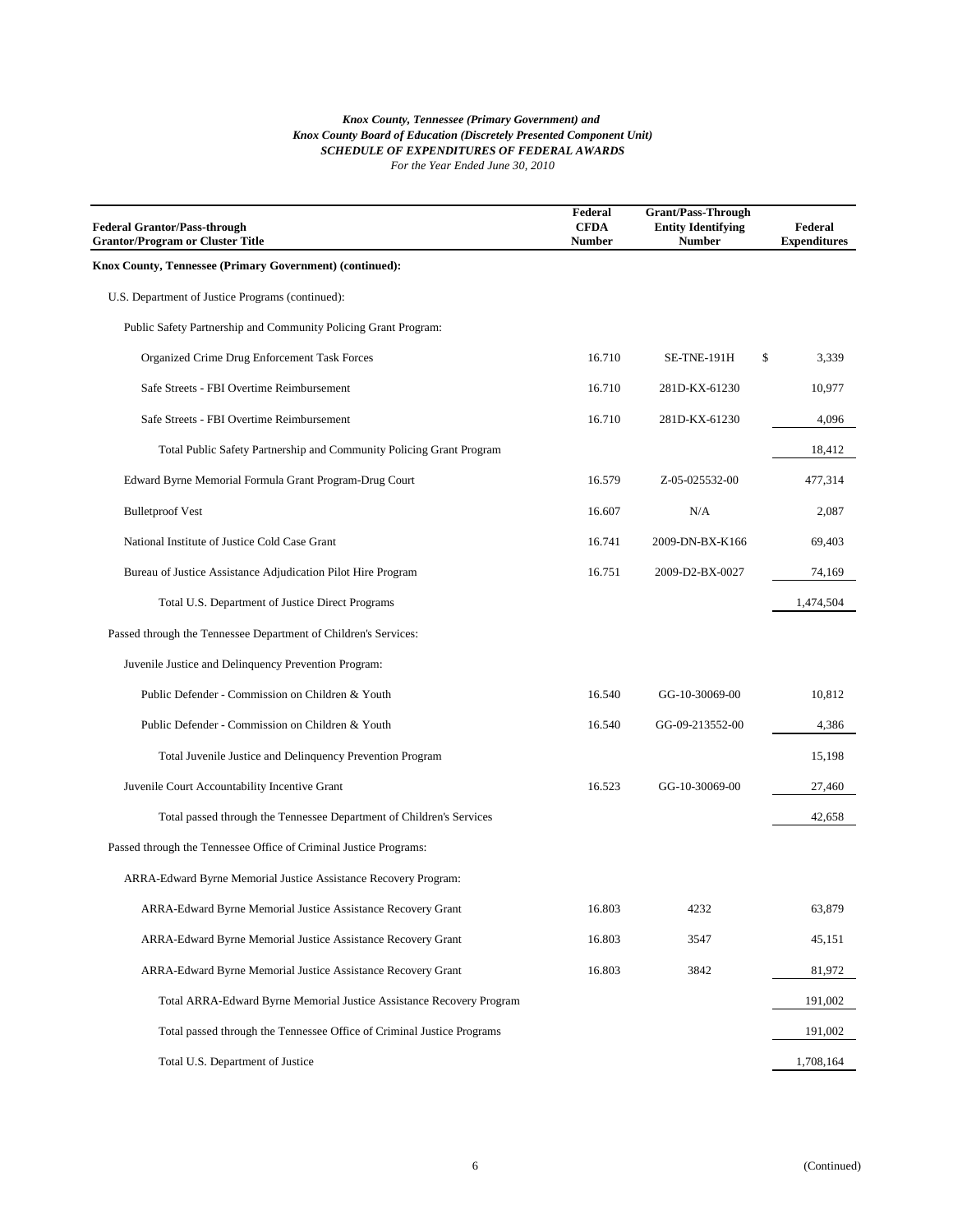*Knox County, Tennessee (Primary Government) and*
*Knox County Board of Education (Discretely Presented Component Unit)*
***SCHEDULE OF EXPENDITURES OF FEDERAL AWARDS***
*For the Year Ended June 30, 2010*

| Federal Grantor/Pass-through Grantor/Program or Cluster Title | Federal CFDA Number | Grant/Pass-Through Entity Identifying Number | Federal Expenditures |
|---|---|---|---|
| **Knox County, Tennessee (Primary Government) (continued):** | | | |
| U.S. Department of Justice Programs (continued): | | | |
| Public Safety Partnership and Community Policing Grant Program: | | | |
| Organized Crime Drug Enforcement Task Forces | 16.710 | SE-TNE-191H | $ 3,339 |
| Safe Streets - FBI Overtime Reimbursement | 16.710 | 281D-KX-61230 | 10,977 |
| Safe Streets - FBI Overtime Reimbursement | 16.710 | 281D-KX-61230 | 4,096 |
| Total Public Safety Partnership and Community Policing Grant Program | | | 18,412 |
| Edward Byrne Memorial Formula Grant Program-Drug Court | 16.579 | Z-05-025532-00 | 477,314 |
| Bulletproof Vest | 16.607 | N/A | 2,087 |
| National Institute of Justice Cold Case Grant | 16.741 | 2009-DN-BX-K166 | 69,403 |
| Bureau of Justice Assistance Adjudication Pilot Hire Program | 16.751 | 2009-D2-BX-0027 | 74,169 |
| Total U.S. Department of Justice Direct Programs | | | 1,474,504 |
| Passed through the Tennessee Department of Children's Services: | | | |
| Juvenile Justice and Delinquency Prevention Program: | | | |
| Public Defender - Commission on Children & Youth | 16.540 | GG-10-30069-00 | 10,812 |
| Public Defender - Commission on Children & Youth | 16.540 | GG-09-213552-00 | 4,386 |
| Total Juvenile Justice and Delinquency Prevention Program | | | 15,198 |
| Juvenile Court Accountability Incentive Grant | 16.523 | GG-10-30069-00 | 27,460 |
| Total passed through the Tennessee Department of Children's Services | | | 42,658 |
| Passed through the Tennessee Office of Criminal Justice Programs: | | | |
| ARRA-Edward Byrne Memorial Justice Assistance Recovery Program: | | | |
| ARRA-Edward Byrne Memorial Justice Assistance Recovery Grant | 16.803 | 4232 | 63,879 |
| ARRA-Edward Byrne Memorial Justice Assistance Recovery Grant | 16.803 | 3547 | 45,151 |
| ARRA-Edward Byrne Memorial Justice Assistance Recovery Grant | 16.803 | 3842 | 81,972 |
| Total ARRA-Edward Byrne Memorial Justice Assistance Recovery Program | | | 191,002 |
| Total passed through the Tennessee Office of Criminal Justice Programs | | | 191,002 |
| Total U.S. Department of Justice | | | 1,708,164 |

(Continued)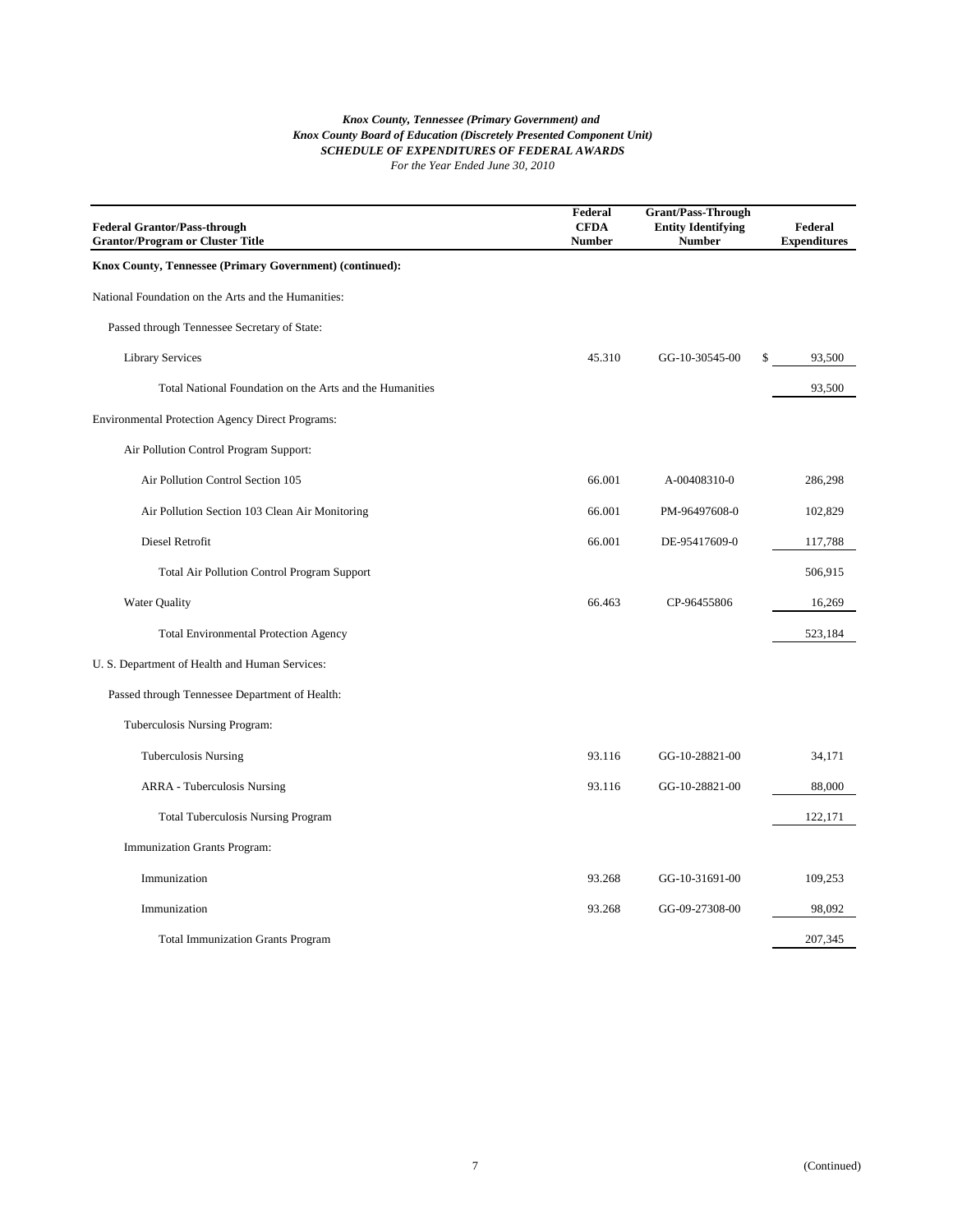*Knox County, Tennessee (Primary Government) and*
*Knox County Board of Education (Discretely Presented Component Unit)*
***SCHEDULE OF EXPENDITURES OF FEDERAL AWARDS***
*For the Year Ended June 30, 2010*

| Federal Grantor/Pass-through Grantor/Program or Cluster Title | Federal CFDA Number | Grant/Pass-Through Entity Identifying Number | Federal Expenditures |
|---|---|---|---|
| **Knox County, Tennessee (Primary Government) (continued):** | | | |
| National Foundation on the Arts and the Humanities: | | | |
| Passed through Tennessee Secretary of State: | | | |
| Library Services | 45.310 | GG-10-30545-00 | $ 93,500 |
| Total National Foundation on the Arts and the Humanities | | | 93,500 |
| Environmental Protection Agency Direct Programs: | | | |
| Air Pollution Control Program Support: | | | |
| Air Pollution Control Section 105 | 66.001 | A-00408310-0 | 286,298 |
| Air Pollution Section 103 Clean Air Monitoring | 66.001 | PM-96497608-0 | 102,829 |
| Diesel Retrofit | 66.001 | DE-95417609-0 | 117,788 |
| Total Air Pollution Control Program Support | | | 506,915 |
| Water Quality | 66.463 | CP-96455806 | 16,269 |
| Total Environmental Protection Agency | | | 523,184 |
| U. S. Department of Health and Human Services: | | | |
| Passed through Tennessee Department of Health: | | | |
| Tuberculosis Nursing Program: | | | |
| Tuberculosis Nursing | 93.116 | GG-10-28821-00 | 34,171 |
| ARRA - Tuberculosis Nursing | 93.116 | GG-10-28821-00 | 88,000 |
| Total Tuberculosis Nursing Program | | | 122,171 |
| Immunization Grants Program: | | | |
| Immunization | 93.268 | GG-10-31691-00 | 109,253 |
| Immunization | 93.268 | GG-09-27308-00 | 98,092 |
| Total Immunization Grants Program | | | 207,345 |

(Continued)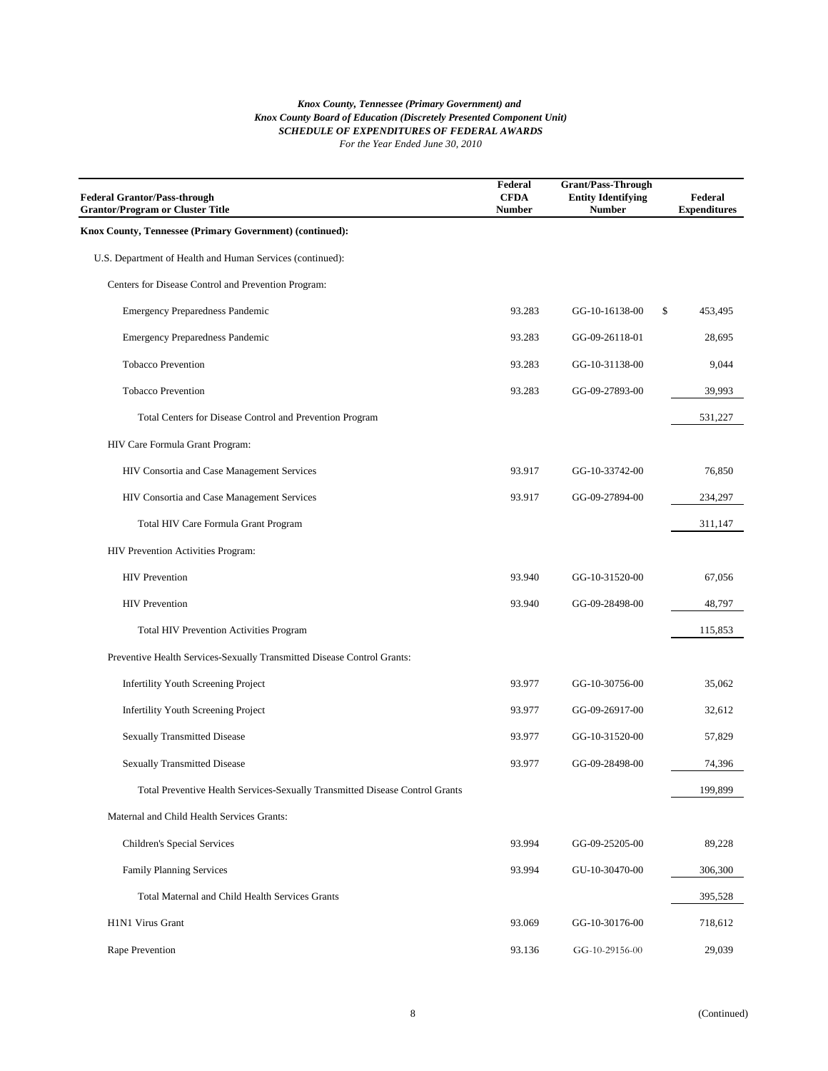*Knox County, Tennessee (Primary Government) and*
*Knox County Board of Education (Discretely Presented Component Unit)*
***SCHEDULE OF EXPENDITURES OF FEDERAL AWARDS***
*For the Year Ended June 30, 2010*

| Federal Grantor/Pass-through Grantor/Program or Cluster Title | Federal CFDA Number | Grant/Pass-Through Entity Identifying Number | Federal Expenditures |
|---|---|---|---|
| **Knox County, Tennessee (Primary Government) (continued):** | | | |
| U.S. Department of Health and Human Services (continued): | | | |
| Centers for Disease Control and Prevention Program: | | | |
| Emergency Preparedness Pandemic | 93.283 | GG-10-16138-00 | $ 453,495 |
| Emergency Preparedness Pandemic | 93.283 | GG-09-26118-01 | 28,695 |
| Tobacco Prevention | 93.283 | GG-10-31138-00 | 9,044 |
| Tobacco Prevention | 93.283 | GG-09-27893-00 | 39,993 |
| Total Centers for Disease Control and Prevention Program | | | 531,227 |
| HIV Care Formula Grant Program: | | | |
| HIV Consortia and Case Management Services | 93.917 | GG-10-33742-00 | 76,850 |
| HIV Consortia and Case Management Services | 93.917 | GG-09-27894-00 | 234,297 |
| Total HIV Care Formula Grant Program | | | 311,147 |
| HIV Prevention Activities Program: | | | |
| HIV Prevention | 93.940 | GG-10-31520-00 | 67,056 |
| HIV Prevention | 93.940 | GG-09-28498-00 | 48,797 |
| Total HIV Prevention Activities Program | | | 115,853 |
| Preventive Health Services-Sexually Transmitted Disease Control Grants: | | | |
| Infertility Youth Screening Project | 93.977 | GG-10-30756-00 | 35,062 |
| Infertility Youth Screening Project | 93.977 | GG-09-26917-00 | 32,612 |
| Sexually Transmitted Disease | 93.977 | GG-10-31520-00 | 57,829 |
| Sexually Transmitted Disease | 93.977 | GG-09-28498-00 | 74,396 |
| Total Preventive Health Services-Sexually Transmitted Disease Control Grants | | | 199,899 |
| Maternal and Child Health Services Grants: | | | |
| Children's Special Services | 93.994 | GG-09-25205-00 | 89,228 |
| Family Planning Services | 93.994 | GU-10-30470-00 | 306,300 |
| Total Maternal and Child Health Services Grants | | | 395,528 |
| H1N1 Virus Grant | 93.069 | GG-10-30176-00 | 718,612 |
| Rape Prevention | 93.136 | GG-10-29156-00 | 29,039 |

(Continued)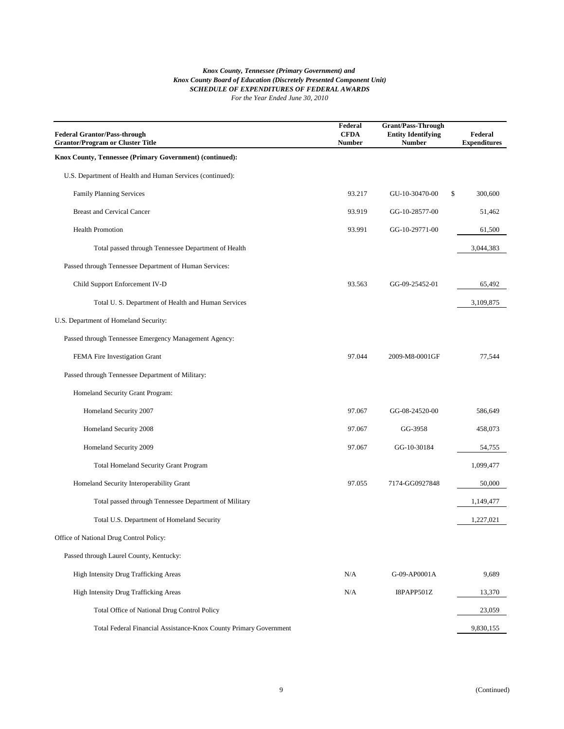*Knox County, Tennessee (Primary Government) and*
*Knox County Board of Education (Discretely Presented Component Unit)*
***SCHEDULE OF EXPENDITURES OF FEDERAL AWARDS***
*For the Year Ended June 30, 2010*

| Federal Grantor/Pass-through Grantor/Program or Cluster Title | Federal CFDA Number | Grant/Pass-Through Entity Identifying Number | Federal Expenditures |
|---|---|---|---|
| **Knox County, Tennessee (Primary Government) (continued):** | | | |
| U.S. Department of Health and Human Services (continued): | | | |
| Family Planning Services | 93.217 | GU-10-30470-00 | $ 300,600 |
| Breast and Cervical Cancer | 93.919 | GG-10-28577-00 | 51,462 |
| Health Promotion | 93.991 | GG-10-29771-00 | 61,500 |
| Total passed through Tennessee Department of Health | | | 3,044,383 |
| Passed through Tennessee Department of Human Services: | | | |
| Child Support Enforcement IV-D | 93.563 | GG-09-25452-01 | 65,492 |
| Total U. S. Department of Health and Human Services | | | 3,109,875 |
| U.S. Department of Homeland Security: | | | |
| Passed through Tennessee Emergency Management Agency: | | | |
| FEMA Fire Investigation Grant | 97.044 | 2009-M8-0001GF | 77,544 |
| Passed through Tennessee Department of Military: | | | |
| Homeland Security Grant Program: | | | |
| Homeland Security 2007 | 97.067 | GG-08-24520-00 | 586,649 |
| Homeland Security 2008 | 97.067 | GG-3958 | 458,073 |
| Homeland Security 2009 | 97.067 | GG-10-30184 | 54,755 |
| Total Homeland Security Grant Program | | | 1,099,477 |
| Homeland Security Interoperability Grant | 97.055 | 7174-GG0927848 | 50,000 |
| Total passed through Tennessee Department of Military | | | 1,149,477 |
| Total U.S. Department of Homeland Security | | | 1,227,021 |
| Office of National Drug Control Policy: | | | |
| Passed through Laurel County, Kentucky: | | | |
| High Intensity Drug Trafficking Areas | N/A | G-09-AP0001A | 9,689 |
| High Intensity Drug Trafficking Areas | N/A | I8PAPP501Z | 13,370 |
| Total Office of National Drug Control Policy | | | 23,059 |
| Total Federal Financial Assistance-Knox County Primary Government | | | 9,830,155 |

(Continued)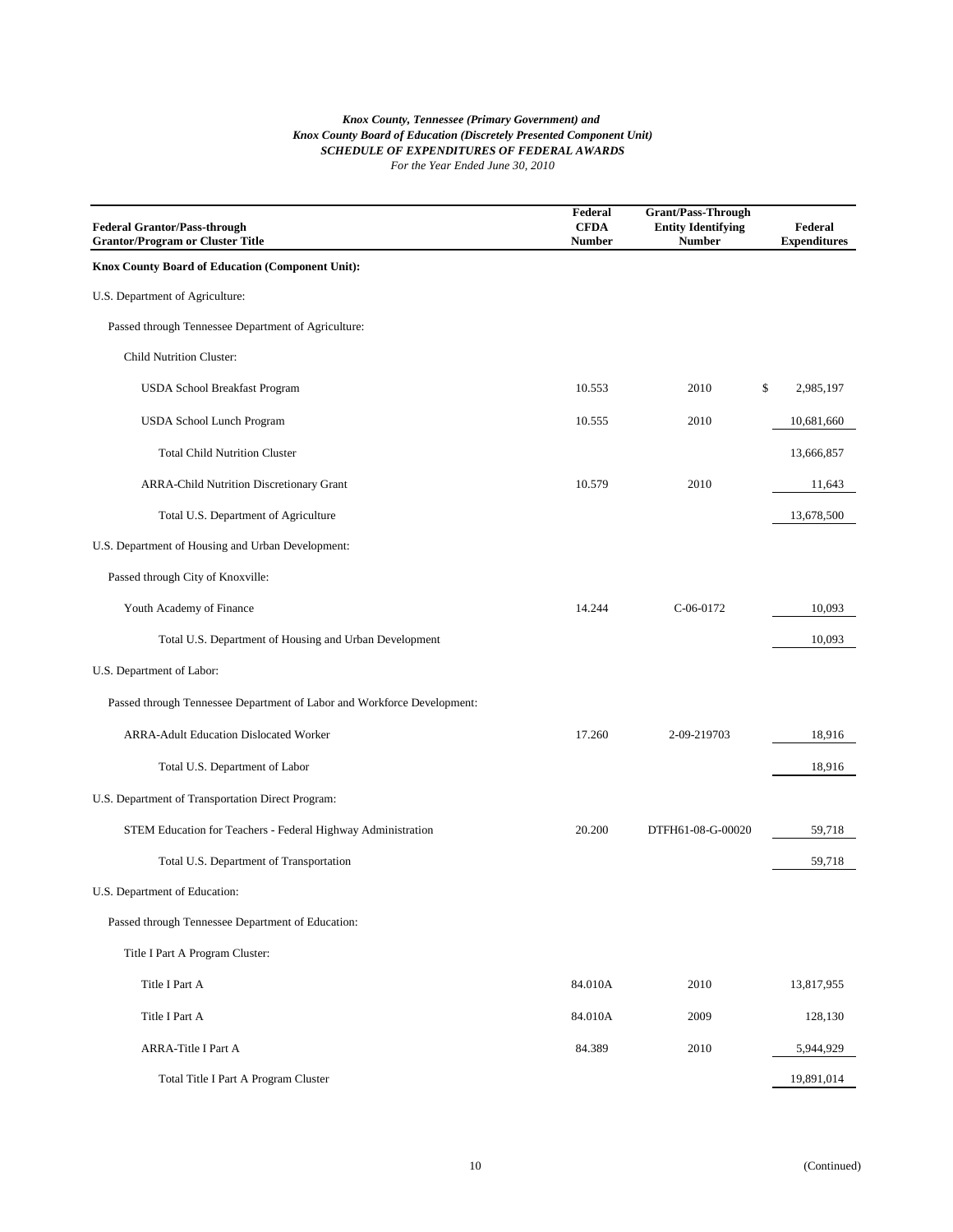*Knox County, Tennessee (Primary Government) and*
*Knox County Board of Education (Discretely Presented Component Unit)*
***SCHEDULE OF EXPENDITURES OF FEDERAL AWARDS***
*For the Year Ended June 30, 2010*

| Federal Grantor/Pass-through Grantor/Program or Cluster Title | Federal CFDA Number | Grant/Pass-Through Entity Identifying Number | Federal Expenditures |
|---|---|---|---|
| **Knox County Board of Education (Component Unit):** | | | |
| U.S. Department of Agriculture: | | | |
| Passed through Tennessee Department of Agriculture: | | | |
| Child Nutrition Cluster: | | | |
| USDA School Breakfast Program | 10.553 | 2010 | $ 2,985,197 |
| USDA School Lunch Program | 10.555 | 2010 | 10,681,660 |
| Total Child Nutrition Cluster | | | 13,666,857 |
| ARRA-Child Nutrition Discretionary Grant | 10.579 | 2010 | 11,643 |
| Total U.S. Department of Agriculture | | | 13,678,500 |
| U.S. Department of Housing and Urban Development: | | | |
| Passed through City of Knoxville: | | | |
| Youth Academy of Finance | 14.244 | C-06-0172 | 10,093 |
| Total U.S. Department of Housing and Urban Development | | | 10,093 |
| U.S. Department of Labor: | | | |
| Passed through Tennessee Department of Labor and Workforce Development: | | | |
| ARRA-Adult Education Dislocated Worker | 17.260 | 2-09-219703 | 18,916 |
| Total U.S. Department of Labor | | | 18,916 |
| U.S. Department of Transportation Direct Program: | | | |
| STEM Education for Teachers - Federal Highway Administration | 20.200 | DTFH61-08-G-00020 | 59,718 |
| Total U.S. Department of Transportation | | | 59,718 |
| U.S. Department of Education: | | | |
| Passed through Tennessee Department of Education: | | | |
| Title I Part A Program Cluster: | | | |
| Title I Part A | 84.010A | 2010 | 13,817,955 |
| Title I Part A | 84.010A | 2009 | 128,130 |
| ARRA-Title I Part A | 84.389 | 2010 | 5,944,929 |
| Total Title I Part A Program Cluster | | | 19,891,014 |

(Continued)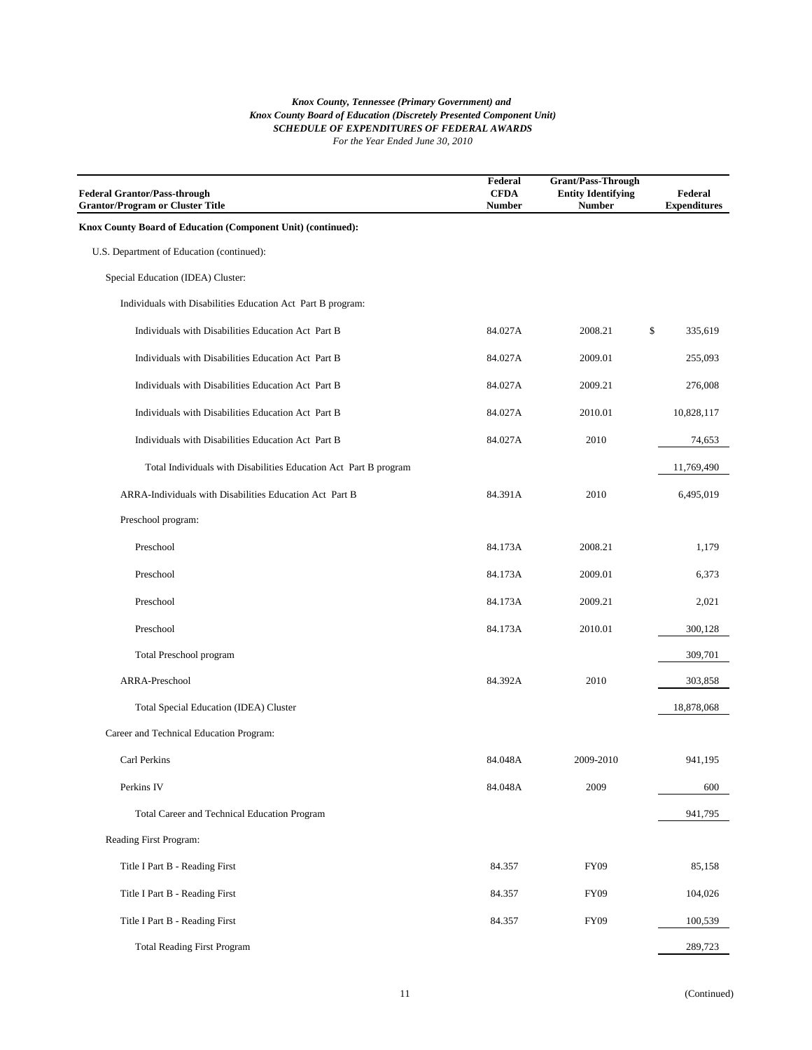*Knox County, Tennessee (Primary Government) and*
*Knox County Board of Education (Discretely Presented Component Unit)*
***SCHEDULE OF EXPENDITURES OF FEDERAL AWARDS***
*For the Year Ended June 30, 2010*

| Federal Grantor/Pass-through Grantor/Program or Cluster Title | Federal CFDA Number | Grant/Pass-Through Entity Identifying Number | Federal Expenditures |
|---|---|---|---|
| **Knox County Board of Education (Component Unit) (continued):** | | | |
| U.S. Department of Education (continued): | | | |
| Special Education (IDEA) Cluster: | | | |
| Individuals with Disabilities Education Act Part B program: | | | |
| Individuals with Disabilities Education Act Part B | 84.027A | 2008.21 | $ 335,619 |
| Individuals with Disabilities Education Act Part B | 84.027A | 2009.01 | 255,093 |
| Individuals with Disabilities Education Act Part B | 84.027A | 2009.21 | 276,008 |
| Individuals with Disabilities Education Act Part B | 84.027A | 2010.01 | 10,828,117 |
| Individuals with Disabilities Education Act Part B | 84.027A | 2010 | 74,653 |
| Total Individuals with Disabilities Education Act Part B program | | | 11,769,490 |
| ARRA-Individuals with Disabilities Education Act Part B | 84.391A | 2010 | 6,495,019 |
| Preschool program: | | | |
| Preschool | 84.173A | 2008.21 | 1,179 |
| Preschool | 84.173A | 2009.01 | 6,373 |
| Preschool | 84.173A | 2009.21 | 2,021 |
| Preschool | 84.173A | 2010.01 | 300,128 |
| Total Preschool program | | | 309,701 |
| ARRA-Preschool | 84.392A | 2010 | 303,858 |
| Total Special Education (IDEA) Cluster | | | 18,878,068 |
| Career and Technical Education Program: | | | |
| Carl Perkins | 84.048A | 2009-2010 | 941,195 |
| Perkins IV | 84.048A | 2009 | 600 |
| Total Career and Technical Education Program | | | 941,795 |
| Reading First Program: | | | |
| Title I Part B - Reading First | 84.357 | FY09 | 85,158 |
| Title I Part B - Reading First | 84.357 | FY09 | 104,026 |
| Title I Part B - Reading First | 84.357 | FY09 | 100,539 |
| Total Reading First Program | | | 289,723 |

(Continued)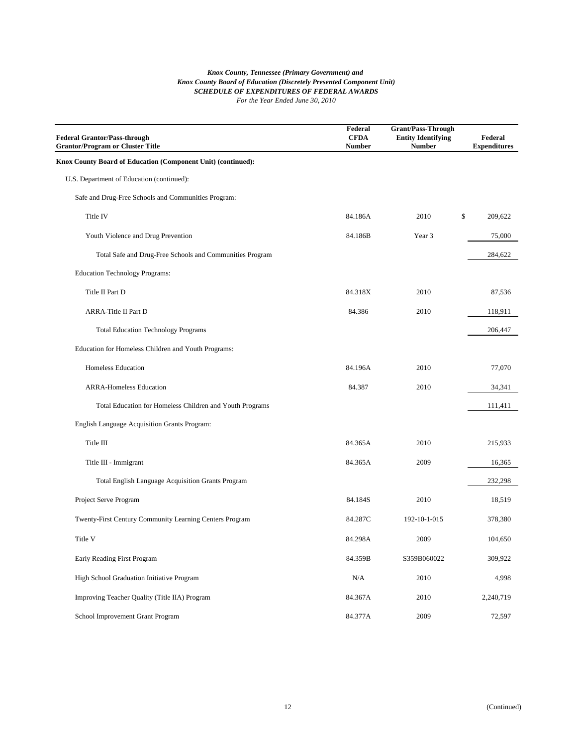*Knox County, Tennessee (Primary Government) and*
*Knox County Board of Education (Discretely Presented Component Unit)*
***SCHEDULE OF EXPENDITURES OF FEDERAL AWARDS***
*For the Year Ended June 30, 2010*

| Federal Grantor/Pass-through Grantor/Program or Cluster Title | Federal CFDA Number | Grant/Pass-Through Entity Identifying Number | Federal Expenditures |
|---|---|---|---|
| **Knox County Board of Education (Component Unit) (continued):** | | | |
| U.S. Department of Education (continued): | | | |
| Safe and Drug-Free Schools and Communities Program: | | | |
| Title IV | 84.186A | 2010 | $ 209,622 |
| Youth Violence and Drug Prevention | 84.186B | Year 3 | 75,000 |
| Total Safe and Drug-Free Schools and Communities Program | | | 284,622 |
| Education Technology Programs: | | | |
| Title II Part D | 84.318X | 2010 | 87,536 |
| ARRA-Title II Part D | 84.386 | 2010 | 118,911 |
| Total Education Technology Programs | | | 206,447 |
| Education for Homeless Children and Youth Programs: | | | |
| Homeless Education | 84.196A | 2010 | 77,070 |
| ARRA-Homeless Education | 84.387 | 2010 | 34,341 |
| Total Education for Homeless Children and Youth Programs | | | 111,411 |
| English Language Acquisition Grants Program: | | | |
| Title III | 84.365A | 2010 | 215,933 |
| Title III - Immigrant | 84.365A | 2009 | 16,365 |
| Total English Language Acquisition Grants Program | | | 232,298 |
| Project Serve Program | 84.184S | 2010 | 18,519 |
| Twenty-First Century Community Learning Centers Program | 84.287C | 192-10-1-015 | 378,380 |
| Title V | 84.298A | 2009 | 104,650 |
| Early Reading First Program | 84.359B | S359B060022 | 309,922 |
| High School Graduation Initiative Program | N/A | 2010 | 4,998 |
| Improving Teacher Quality (Title IIA) Program | 84.367A | 2010 | 2,240,719 |
| School Improvement Grant Program | 84.377A | 2009 | 72,597 |

(Continued)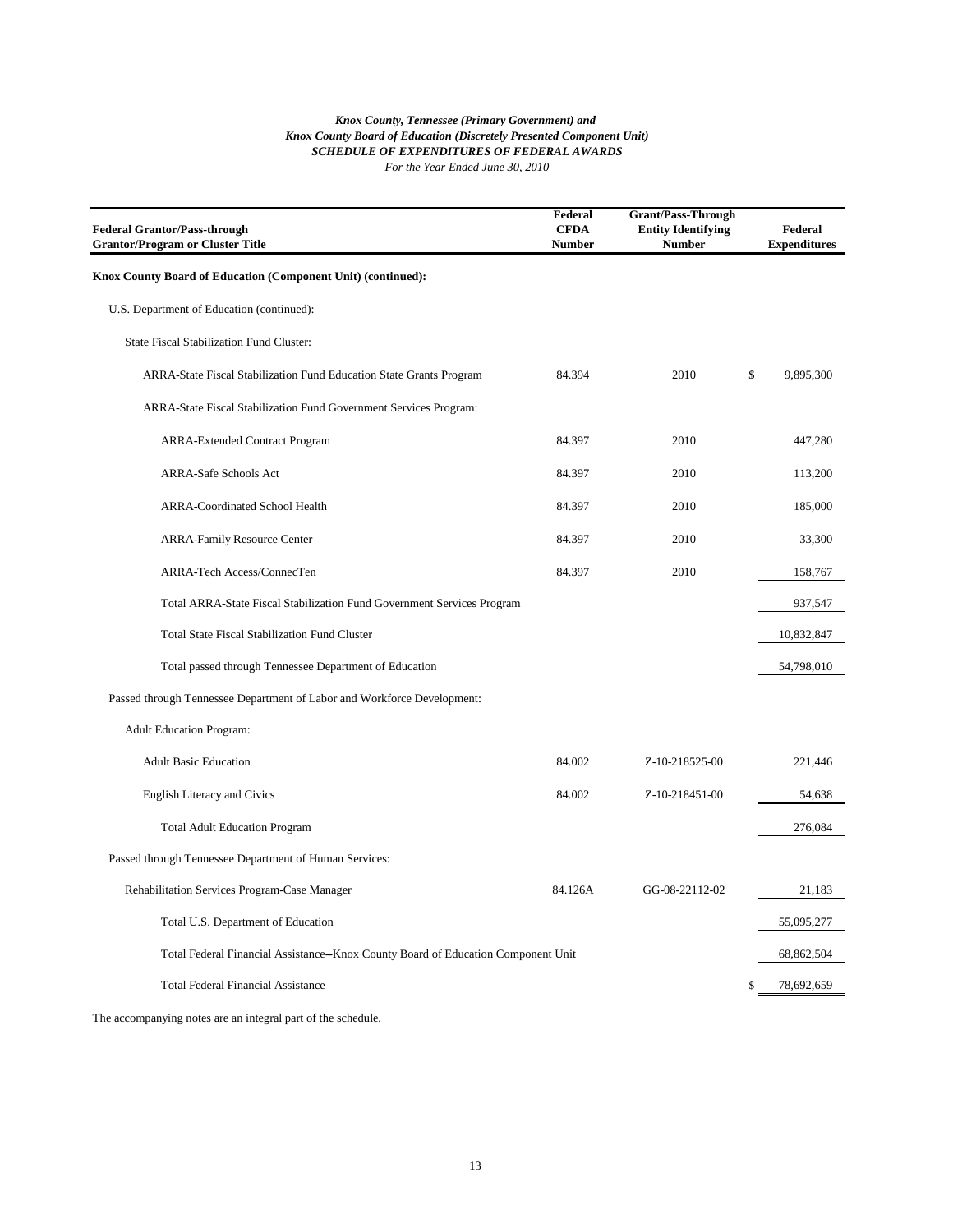*Knox County, Tennessee (Primary Government) and*
*Knox County Board of Education (Discretely Presented Component Unit)*
***SCHEDULE OF EXPENDITURES OF FEDERAL AWARDS***
*For the Year Ended June 30, 2010*

| Federal Grantor/Pass-through Grantor/Program or Cluster Title | Federal CFDA Number | Grant/Pass-Through Entity Identifying Number | Federal Expenditures |
|---|---|---|---|
| **Knox County Board of Education (Component Unit) (continued):** | | | |
| U.S. Department of Education (continued): | | | |
| State Fiscal Stabilization Fund Cluster: | | | |
| ARRA-State Fiscal Stabilization Fund Education State Grants Program | 84.394 | 2010 | $ 9,895,300 |
| ARRA-State Fiscal Stabilization Fund Government Services Program: | | | |
| ARRA-Extended Contract Program | 84.397 | 2010 | 447,280 |
| ARRA-Safe Schools Act | 84.397 | 2010 | 113,200 |
| ARRA-Coordinated School Health | 84.397 | 2010 | 185,000 |
| ARRA-Family Resource Center | 84.397 | 2010 | 33,300 |
| ARRA-Tech Access/ConnecTen | 84.397 | 2010 | 158,767 |
| Total ARRA-State Fiscal Stabilization Fund Government Services Program | | | 937,547 |
| Total State Fiscal Stabilization Fund Cluster | | | 10,832,847 |
| Total passed through Tennessee Department of Education | | | 54,798,010 |
| Passed through Tennessee Department of Labor and Workforce Development: | | | |
| Adult Education Program: | | | |
| Adult Basic Education | 84.002 | Z-10-218525-00 | 221,446 |
| English Literacy and Civics | 84.002 | Z-10-218451-00 | 54,638 |
| Total Adult Education Program | | | 276,084 |
| Passed through Tennessee Department of Human Services: | | | |
| Rehabilitation Services Program-Case Manager | 84.126A | GG-08-22112-02 | 21,183 |
| Total U.S. Department of Education | | | 55,095,277 |
| Total Federal Financial Assistance--Knox County Board of Education Component Unit | | | 68,862,504 |
| Total Federal Financial Assistance | | | $ 78,692,659 |

The accompanying notes are an integral part of the schedule.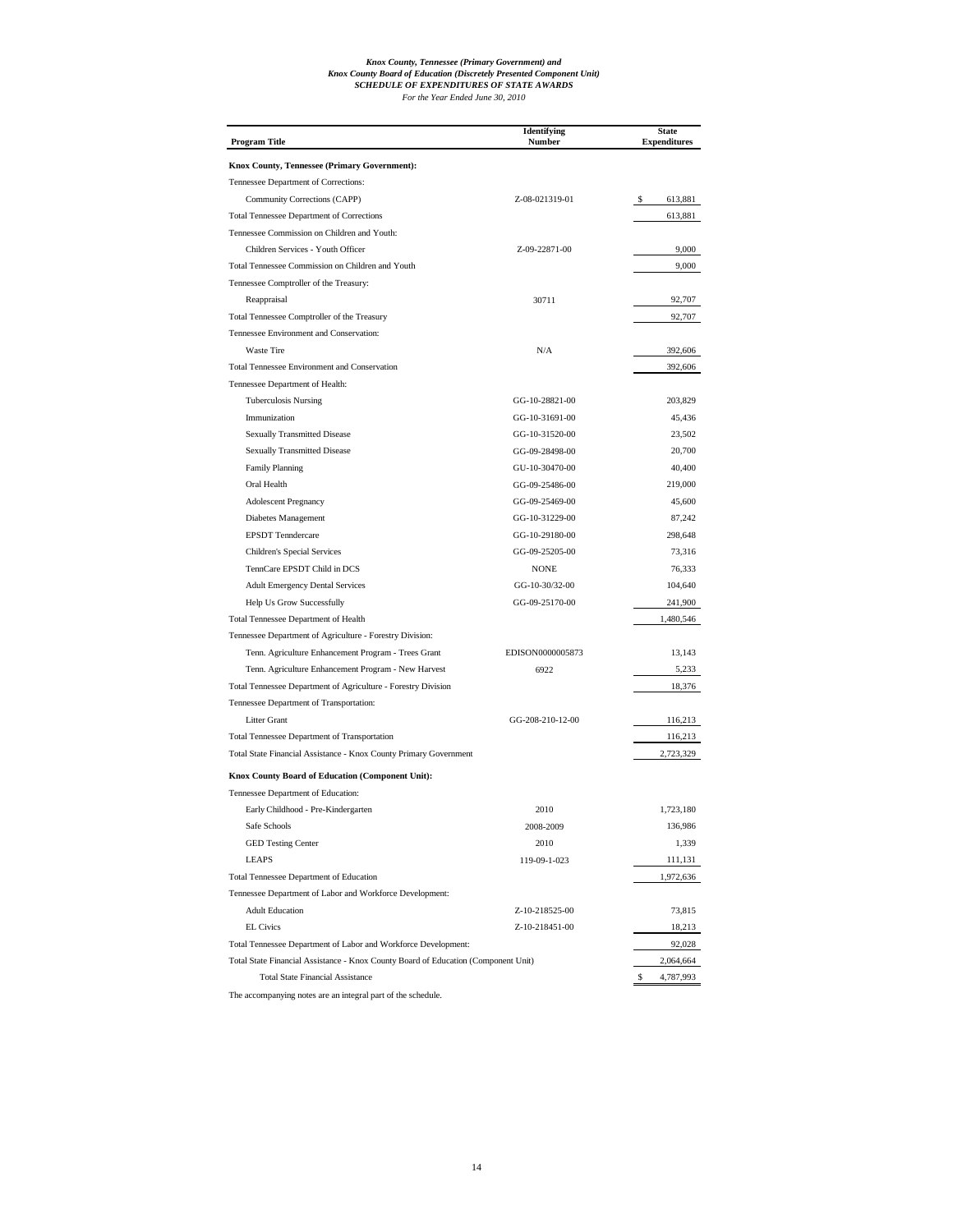*Knox County, Tennessee (Primary Government) and*
*Knox County Board of Education (Discretely Presented Component Unit)*
***SCHEDULE OF EXPENDITURES OF STATE AWARDS***
*For the Year Ended June 30, 2010*

| Program Title | Identifying Number | State Expenditures |
|---|---|---|
| **Knox County, Tennessee (Primary Government):** | | |
| Tennessee Department of Corrections: | | |
| Community Corrections (CAPP) | Z-08-021319-01 | $ 613,881 |
| Total Tennessee Department of Corrections | | 613,881 |
| Tennessee Commission on Children and Youth: | | |
| Children Services - Youth Officer | Z-09-22871-00 | 9,000 |
| Total Tennessee Commission on Children and Youth | | 9,000 |
| Tennessee Comptroller of the Treasury: | | |
| Reappraisal | 30711 | 92,707 |
| Total Tennessee Comptroller of the Treasury | | 92,707 |
| Tennessee Environment and Conservation: | | |
| Waste Tire | N/A | 392,606 |
| Total Tennessee Environment and Conservation | | 392,606 |
| Tennessee Department of Health: | | |
| Tuberculosis Nursing | GG-10-28821-00 | 203,829 |
| Immunization | GG-10-31691-00 | 45,436 |
| Sexually Transmitted Disease | GG-10-31520-00 | 23,502 |
| Sexually Transmitted Disease | GG-09-28498-00 | 20,700 |
| Family Planning | GU-10-30470-00 | 40,400 |
| Oral Health | GG-09-25486-00 | 219,000 |
| Adolescent Pregnancy | GG-09-25469-00 | 45,600 |
| Diabetes Management | GG-10-31229-00 | 87,242 |
| EPSDT Tenndercare | GG-10-29180-00 | 298,648 |
| Children's Special Services | GG-09-25205-00 | 73,316 |
| TennCare EPSDT Child in DCS | NONE | 76,333 |
| Adult Emergency Dental Services | GG-10-30/32-00 | 104,640 |
| Help Us Grow Successfully | GG-09-25170-00 | 241,900 |
| Total Tennessee Department of Health | | 1,480,546 |
| Tennessee Department of Agriculture - Forestry Division: | | |
| Tenn. Agriculture Enhancement Program - Trees Grant | EDISON0000005873 | 13,143 |
| Tenn. Agriculture Enhancement Program - New Harvest | 6922 | 5,233 |
| Total Tennessee Department of Agriculture - Forestry Division | | 18,376 |
| Tennessee Department of Transportation: | | |
| Litter Grant | GG-208-210-12-00 | 116,213 |
| Total Tennessee Department of Transportation | | 116,213 |
| Total State Financial Assistance - Knox County Primary Government | | 2,723,329 |
| **Knox County Board of Education (Component Unit):** | | |
| Tennessee Department of Education: | | |
| Early Childhood - Pre-Kindergarten | 2010 | 1,723,180 |
| Safe Schools | 2008-2009 | 136,986 |
| GED Testing Center | 2010 | 1,339 |
| LEAPS | 119-09-1-023 | 111,131 |
| Total Tennessee Department of Education | | 1,972,636 |
| Tennessee Department of Labor and Workforce Development: | | |
| Adult Education | Z-10-218525-00 | 73,815 |
| EL Civics | Z-10-218451-00 | 18,213 |
| Total Tennessee Department of Labor and Workforce Development: | | 92,028 |
| Total State Financial Assistance - Knox County Board of Education (Component Unit) | | 2,064,664 |
| Total State Financial Assistance | | $ 4,787,993 |

The accompanying notes are an integral part of the schedule.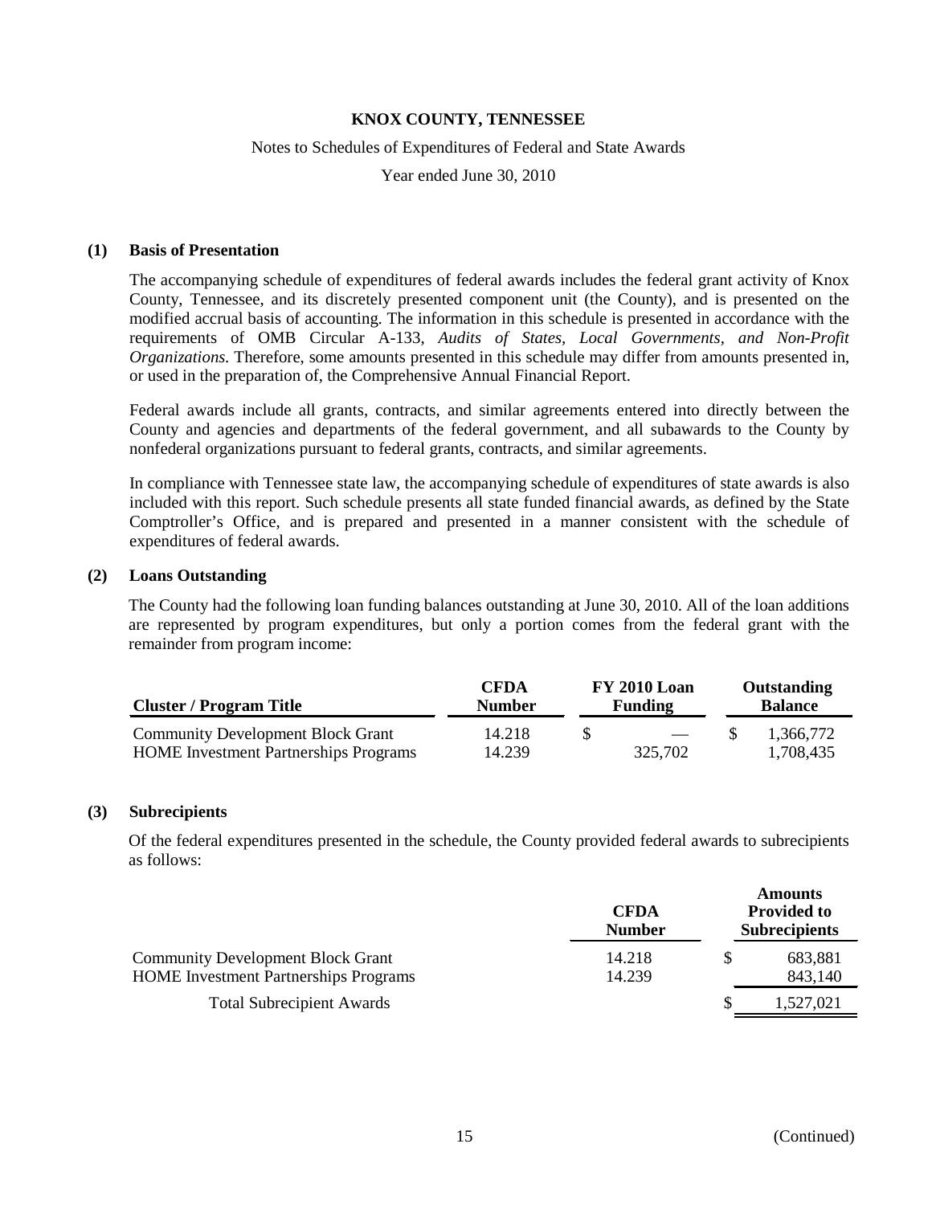# KNOX COUNTY, TENNESSEE

Notes to Schedules of Expenditures of Federal and State Awards

Year ended June 30, 2010

## (1) Basis of Presentation

The accompanying schedule of expenditures of federal awards includes the federal grant activity of Knox County, Tennessee, and its discretely presented component unit (the County), and is presented on the modified accrual basis of accounting. The information in this schedule is presented in accordance with the requirements of OMB Circular A-133, *Audits of States, Local Governments, and Non-Profit Organizations*. Therefore, some amounts presented in this schedule may differ from amounts presented in, or used in the preparation of, the Comprehensive Annual Financial Report.

Federal awards include all grants, contracts, and similar agreements entered into directly between the County and agencies and departments of the federal government, and all subawards to the County by nonfederal organizations pursuant to federal grants, contracts, and similar agreements.

In compliance with Tennessee state law, the accompanying schedule of expenditures of state awards is also included with this report. Such schedule presents all state funded financial awards, as defined by the State Comptroller's Office, and is prepared and presented in a manner consistent with the schedule of expenditures of federal awards.

## (2) Loans Outstanding

The County had the following loan funding balances outstanding at June 30, 2010. All of the loan additions are represented by program expenditures, but only a portion comes from the federal grant with the remainder from program income:

| Cluster / Program Title | CFDA Number | FY 2010 Loan Funding | Outstanding Balance |
|---|---|---|---|
| Community Development Block Grant | 14.218 | $ — | $ 1,366,772 |
| HOME Investment Partnerships Programs | 14.239 | 325,702 | 1,708,435 |

## (3) Subrecipients

Of the federal expenditures presented in the schedule, the County provided federal awards to subrecipients as follows:

| | CFDA Number | Amounts Provided to Subrecipients |
|---|---|---|
| Community Development Block Grant | 14.218 | $ 683,881 |
| HOME Investment Partnerships Programs | 14.239 | 843,140 |
| Total Subrecipient Awards | | $ 1,527,021 |

(Continued)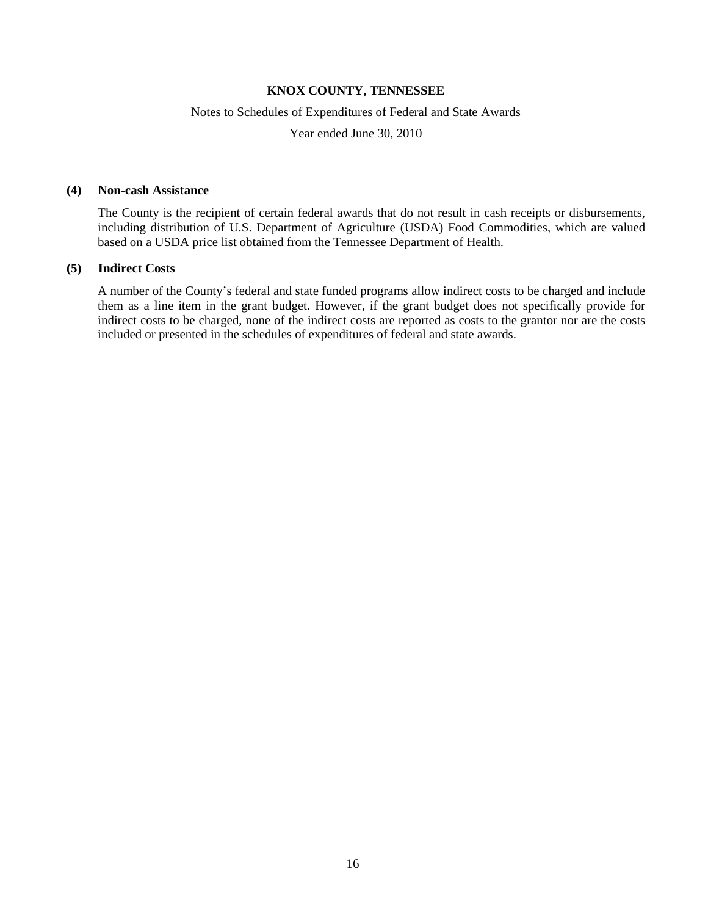**KNOX COUNTY, TENNESSEE**

Notes to Schedules of Expenditures of Federal and State Awards

Year ended June 30, 2010

**(4) Non-cash Assistance**

The County is the recipient of certain federal awards that do not result in cash receipts or disbursements, including distribution of U.S. Department of Agriculture (USDA) Food Commodities, which are valued based on a USDA price list obtained from the Tennessee Department of Health.

**(5) Indirect Costs**

A number of the County's federal and state funded programs allow indirect costs to be charged and include them as a line item in the grant budget. However, if the grant budget does not specifically provide for indirect costs to be charged, none of the indirect costs are reported as costs to the grantor nor are the costs included or presented in the schedules of expenditures of federal and state awards.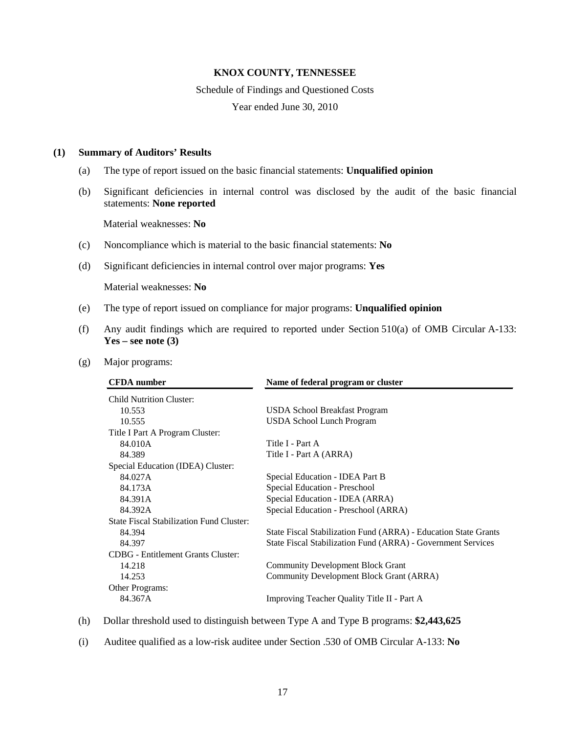**KNOX COUNTY, TENNESSEE**

Schedule of Findings and Questioned Costs

Year ended June 30, 2010

**(1) Summary of Auditors' Results**

(a) The type of report issued on the basic financial statements: **Unqualified opinion**

(b) Significant deficiencies in internal control was disclosed by the audit of the basic financial statements: **None reported**

Material weaknesses: **No**

(c) Noncompliance which is material to the basic financial statements: **No**

(d) Significant deficiencies in internal control over major programs: **Yes**

Material weaknesses: **No**

(e) The type of report issued on compliance for major programs: **Unqualified opinion**

(f) Any audit findings which are required to reported under Section 510(a) of OMB Circular A-133: **Yes – see note (3)**

(g) Major programs:

| CFDA number | Name of federal program or cluster |
|---|---|
| Child Nutrition Cluster: | |
| 10.553 | USDA School Breakfast Program |
| 10.555 | USDA School Lunch Program |
| Title I Part A Program Cluster: | |
| 84.010A | Title I - Part A |
| 84.389 | Title I - Part A (ARRA) |
| Special Education (IDEA) Cluster: | |
| 84.027A | Special Education - IDEA Part B |
| 84.173A | Special Education - Preschool |
| 84.391A | Special Education - IDEA (ARRA) |
| 84.392A | Special Education - Preschool (ARRA) |
| State Fiscal Stabilization Fund Cluster: | |
| 84.394 | State Fiscal Stabilization Fund (ARRA) - Education State Grants |
| 84.397 | State Fiscal Stabilization Fund (ARRA) - Government Services |
| CDBG - Entitlement Grants Cluster: | |
| 14.218 | Community Development Block Grant |
| 14.253 | Community Development Block Grant (ARRA) |
| Other Programs: | |
| 84.367A | Improving Teacher Quality Title II - Part A |

(h) Dollar threshold used to distinguish between Type A and Type B programs: **$2,443,625**

(i) Auditee qualified as a low-risk auditee under Section .530 of OMB Circular A-133: **No**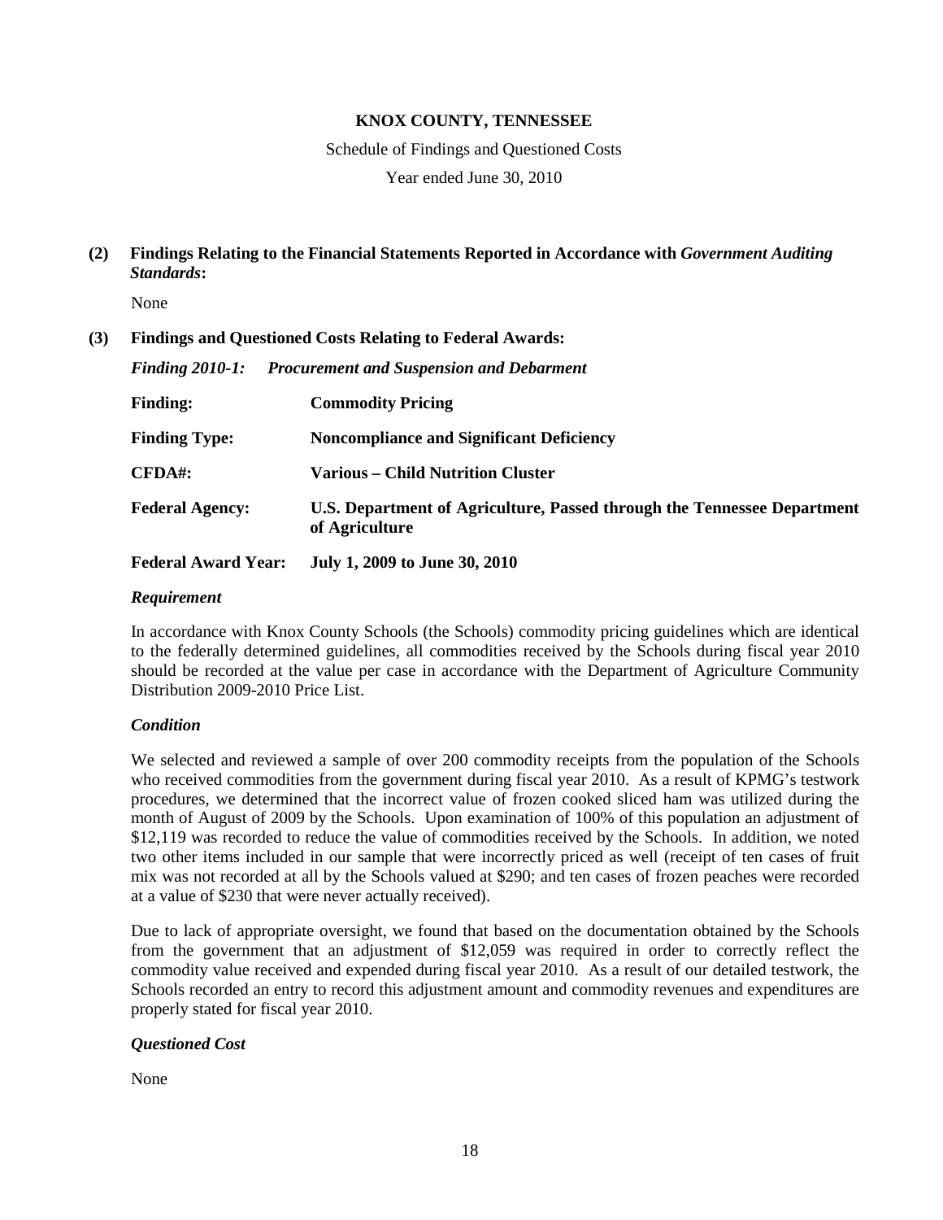**KNOX COUNTY, TENNESSEE**

Schedule of Findings and Questioned Costs

Year ended June 30, 2010

**(2) Findings Relating to the Financial Statements Reported in Accordance with *Government Auditing Standards*:**

None

**(3) Findings and Questioned Costs Relating to Federal Awards:**

***Finding 2010-1: Procurement and Suspension and Debarment***

| | |
|---|---|
| **Finding:** | **Commodity Pricing** |
| **Finding Type:** | **Noncompliance and Significant Deficiency** |
| **CFDA#:** | **Various – Child Nutrition Cluster** |
| **Federal Agency:** | **U.S. Department of Agriculture, Passed through the Tennessee Department of Agriculture** |
| **Federal Award Year:** | **July 1, 2009 to June 30, 2010** |

***Requirement***

In accordance with Knox County Schools (the Schools) commodity pricing guidelines which are identical to the federally determined guidelines, all commodities received by the Schools during fiscal year 2010 should be recorded at the value per case in accordance with the Department of Agriculture Community Distribution 2009-2010 Price List.

***Condition***

We selected and reviewed a sample of over 200 commodity receipts from the population of the Schools who received commodities from the government during fiscal year 2010. As a result of KPMG's testwork procedures, we determined that the incorrect value of frozen cooked sliced ham was utilized during the month of August of 2009 by the Schools. Upon examination of 100% of this population an adjustment of \$12,119 was recorded to reduce the value of commodities received by the Schools. In addition, we noted two other items included in our sample that were incorrectly priced as well (receipt of ten cases of fruit mix was not recorded at all by the Schools valued at \$290; and ten cases of frozen peaches were recorded at a value of \$230 that were never actually received).

Due to lack of appropriate oversight, we found that based on the documentation obtained by the Schools from the government that an adjustment of \$12,059 was required in order to correctly reflect the commodity value received and expended during fiscal year 2010. As a result of our detailed testwork, the Schools recorded an entry to record this adjustment amount and commodity revenues and expenditures are properly stated for fiscal year 2010.

***Questioned Cost***

None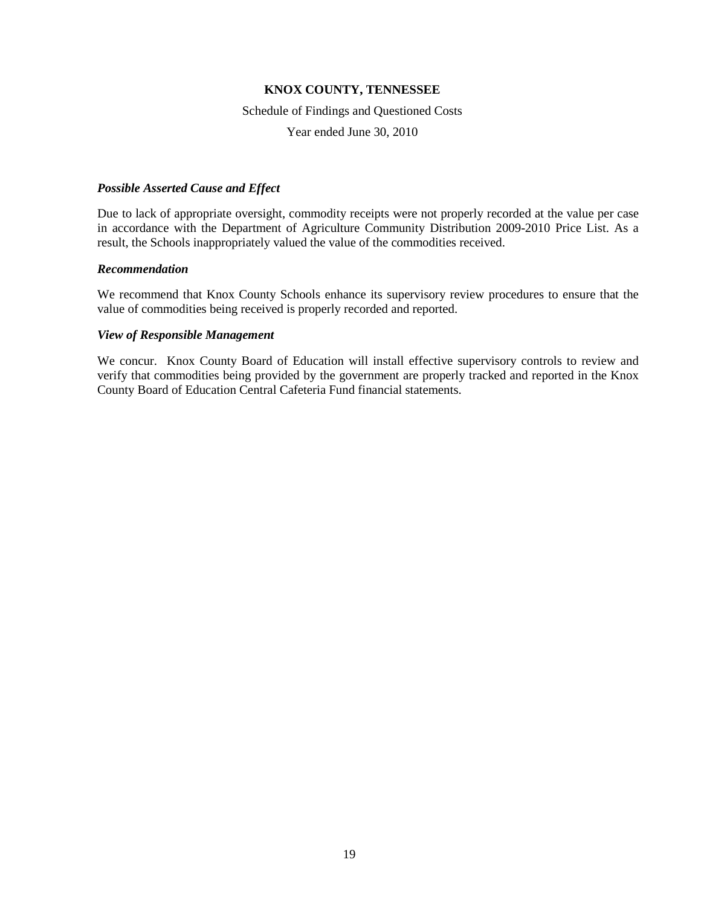# KNOX COUNTY, TENNESSEE

Schedule of Findings and Questioned Costs

Year ended June 30, 2010

***Possible Asserted Cause and Effect***

Due to lack of appropriate oversight, commodity receipts were not properly recorded at the value per case in accordance with the Department of Agriculture Community Distribution 2009-2010 Price List. As a result, the Schools inappropriately valued the value of the commodities received.

***Recommendation***

We recommend that Knox County Schools enhance its supervisory review procedures to ensure that the value of commodities being received is properly recorded and reported.

***View of Responsible Management***

We concur. Knox County Board of Education will install effective supervisory controls to review and verify that commodities being provided by the government are properly tracked and reported in the Knox County Board of Education Central Cafeteria Fund financial statements.